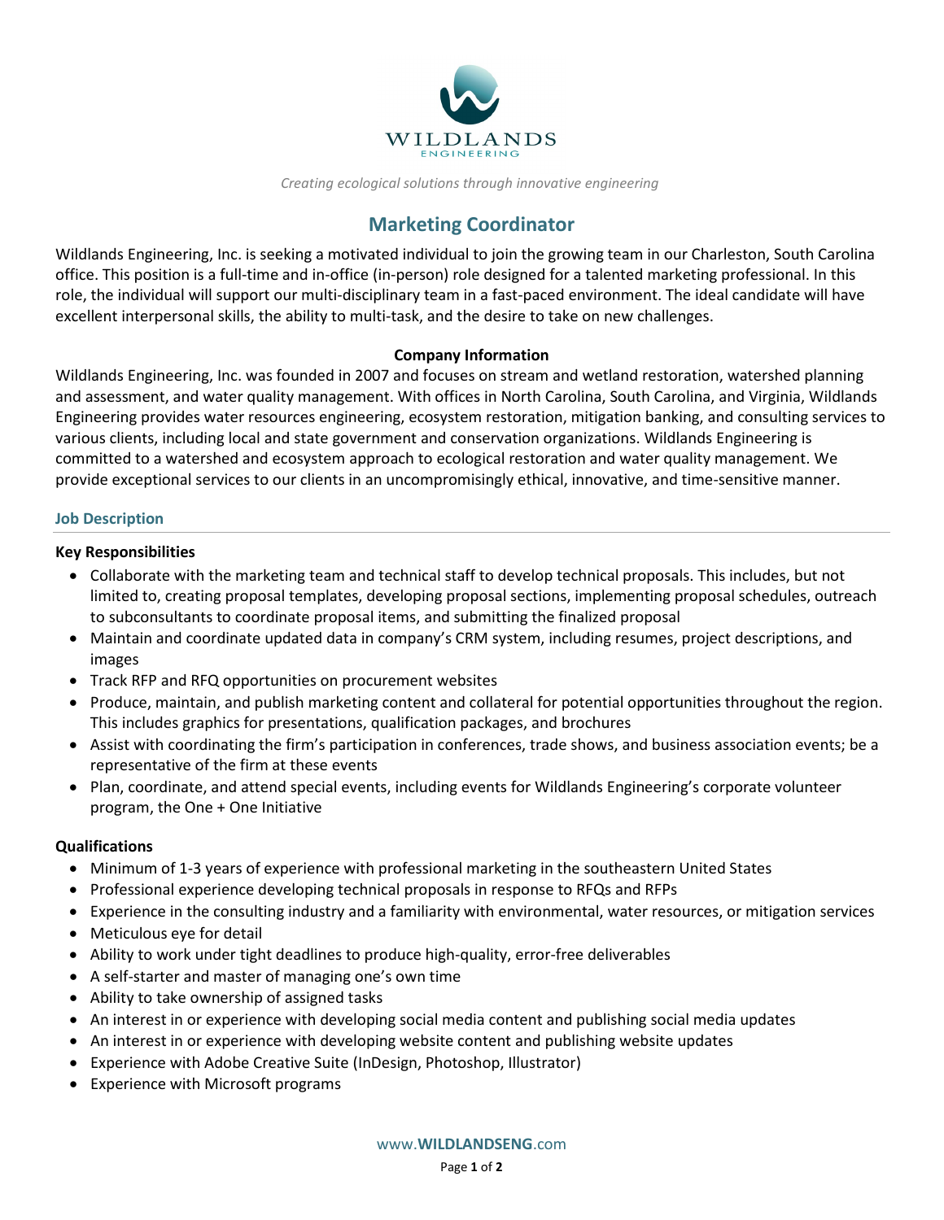WILDLANDS
ENGINEERING

*Creating ecological solutions through innovative engineering*

# Marketing Coordinator

Wildlands Engineering, Inc. is seeking a motivated individual to join the growing team in our Charleston, South Carolina office. This position is a full-time and in-office (in-person) role designed for a talented marketing professional. In this role, the individual will support our multi-disciplinary team in a fast-paced environment. The ideal candidate will have excellent interpersonal skills, the ability to multi-task, and the desire to take on new challenges.

**Company Information**

Wildlands Engineering, Inc. was founded in 2007 and focuses on stream and wetland restoration, watershed planning and assessment, and water quality management. With offices in North Carolina, South Carolina, and Virginia, Wildlands Engineering provides water resources engineering, ecosystem restoration, mitigation banking, and consulting services to various clients, including local and state government and conservation organizations. Wildlands Engineering is committed to a watershed and ecosystem approach to ecological restoration and water quality management. We provide exceptional services to our clients in an uncompromisingly ethical, innovative, and time-sensitive manner.

## Job Description

### Key Responsibilities

- Collaborate with the marketing team and technical staff to develop technical proposals. This includes, but not limited to, creating proposal templates, developing proposal sections, implementing proposal schedules, outreach to subconsultants to coordinate proposal items, and submitting the finalized proposal
- Maintain and coordinate updated data in company's CRM system, including resumes, project descriptions, and images
- Track RFP and RFQ opportunities on procurement websites
- Produce, maintain, and publish marketing content and collateral for potential opportunities throughout the region. This includes graphics for presentations, qualification packages, and brochures
- Assist with coordinating the firm's participation in conferences, trade shows, and business association events; be a representative of the firm at these events
- Plan, coordinate, and attend special events, including events for Wildlands Engineering's corporate volunteer program, the One + One Initiative

### Qualifications

- Minimum of 1-3 years of experience with professional marketing in the southeastern United States
- Professional experience developing technical proposals in response to RFQs and RFPs
- Experience in the consulting industry and a familiarity with environmental, water resources, or mitigation services
- Meticulous eye for detail
- Ability to work under tight deadlines to produce high-quality, error-free deliverables
- A self-starter and master of managing one's own time
- Ability to take ownership of assigned tasks
- An interest in or experience with developing social media content and publishing social media updates
- An interest in or experience with developing website content and publishing website updates
- Experience with Adobe Creative Suite (InDesign, Photoshop, Illustrator)
- Experience with Microsoft programs

www.WILDLANDSENG.com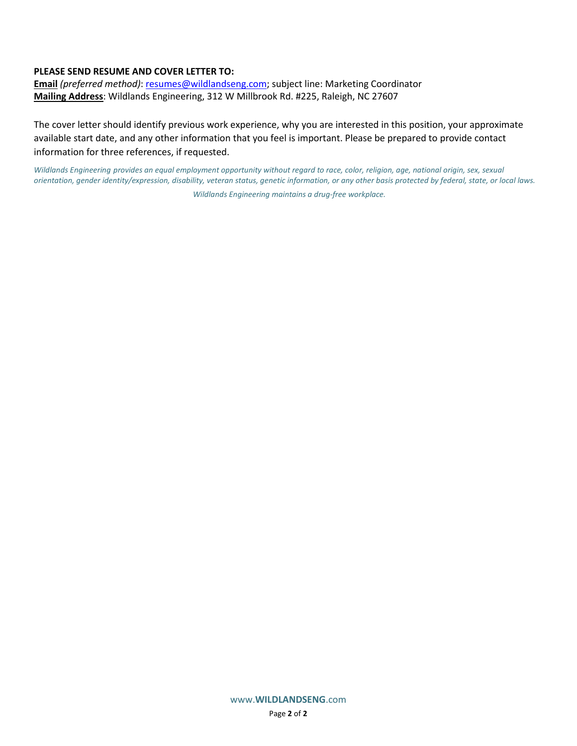**PLEASE SEND RESUME AND COVER LETTER TO:**
**Email** *(preferred method)*: resumes@wildlandseng.com; subject line: Marketing Coordinator
**Mailing Address**: Wildlands Engineering, 312 W Millbrook Rd. #225, Raleigh, NC 27607

The cover letter should identify previous work experience, why you are interested in this position, your approximate available start date, and any other information that you feel is important. Please be prepared to provide contact information for three references, if requested.

*Wildlands Engineering provides an equal employment opportunity without regard to race, color, religion, age, national origin, sex, sexual orientation, gender identity/expression, disability, veteran status, genetic information, or any other basis protected by federal, state, or local laws.*

*Wildlands Engineering maintains a drug-free workplace.*

www.**WILDLANDSENG**.com